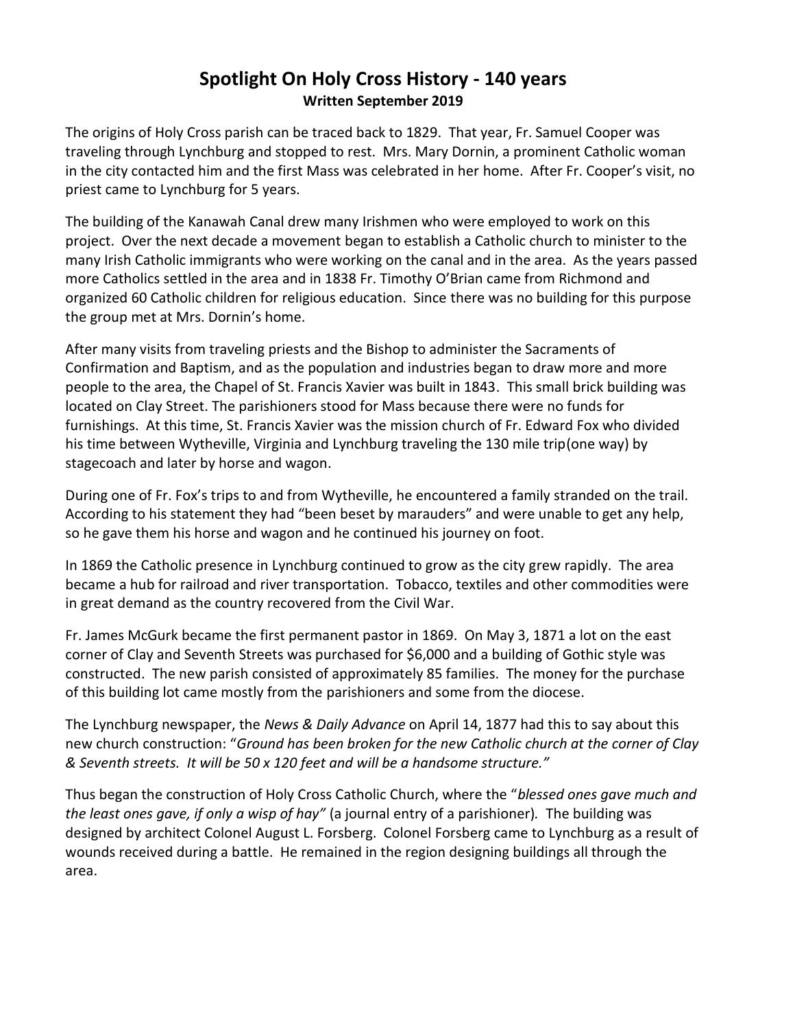# Spotlight On Holy Cross History - 140 years

**Written September 2019**

The origins of Holy Cross parish can be traced back to 1829. That year, Fr. Samuel Cooper was traveling through Lynchburg and stopped to rest. Mrs. Mary Dornin, a prominent Catholic woman in the city contacted him and the first Mass was celebrated in her home. After Fr. Cooper's visit, no priest came to Lynchburg for 5 years.

The building of the Kanawah Canal drew many Irishmen who were employed to work on this project. Over the next decade a movement began to establish a Catholic church to minister to the many Irish Catholic immigrants who were working on the canal and in the area. As the years passed more Catholics settled in the area and in 1838 Fr. Timothy O'Brian came from Richmond and organized 60 Catholic children for religious education. Since there was no building for this purpose the group met at Mrs. Dornin's home.

After many visits from traveling priests and the Bishop to administer the Sacraments of Confirmation and Baptism, and as the population and industries began to draw more and more people to the area, the Chapel of St. Francis Xavier was built in 1843. This small brick building was located on Clay Street. The parishioners stood for Mass because there were no funds for furnishings. At this time, St. Francis Xavier was the mission church of Fr. Edward Fox who divided his time between Wytheville, Virginia and Lynchburg traveling the 130 mile trip(one way) by stagecoach and later by horse and wagon.

During one of Fr. Fox's trips to and from Wytheville, he encountered a family stranded on the trail. According to his statement they had "been beset by marauders" and were unable to get any help, so he gave them his horse and wagon and he continued his journey on foot.

In 1869 the Catholic presence in Lynchburg continued to grow as the city grew rapidly. The area became a hub for railroad and river transportation. Tobacco, textiles and other commodities were in great demand as the country recovered from the Civil War.

Fr. James McGurk became the first permanent pastor in 1869. On May 3, 1871 a lot on the east corner of Clay and Seventh Streets was purchased for $6,000 and a building of Gothic style was constructed. The new parish consisted of approximately 85 families. The money for the purchase of this building lot came mostly from the parishioners and some from the diocese.

The Lynchburg newspaper, the *News & Daily Advance* on April 14, 1877 had this to say about this new church construction: "*Ground has been broken for the new Catholic church at the corner of Clay & Seventh streets. It will be 50 x 120 feet and will be a handsome structure."*

Thus began the construction of Holy Cross Catholic Church, where the "*blessed ones gave much and the least ones gave, if only a wisp of hay"* (a journal entry of a parishioner). The building was designed by architect Colonel August L. Forsberg. Colonel Forsberg came to Lynchburg as a result of wounds received during a battle. He remained in the region designing buildings all through the area.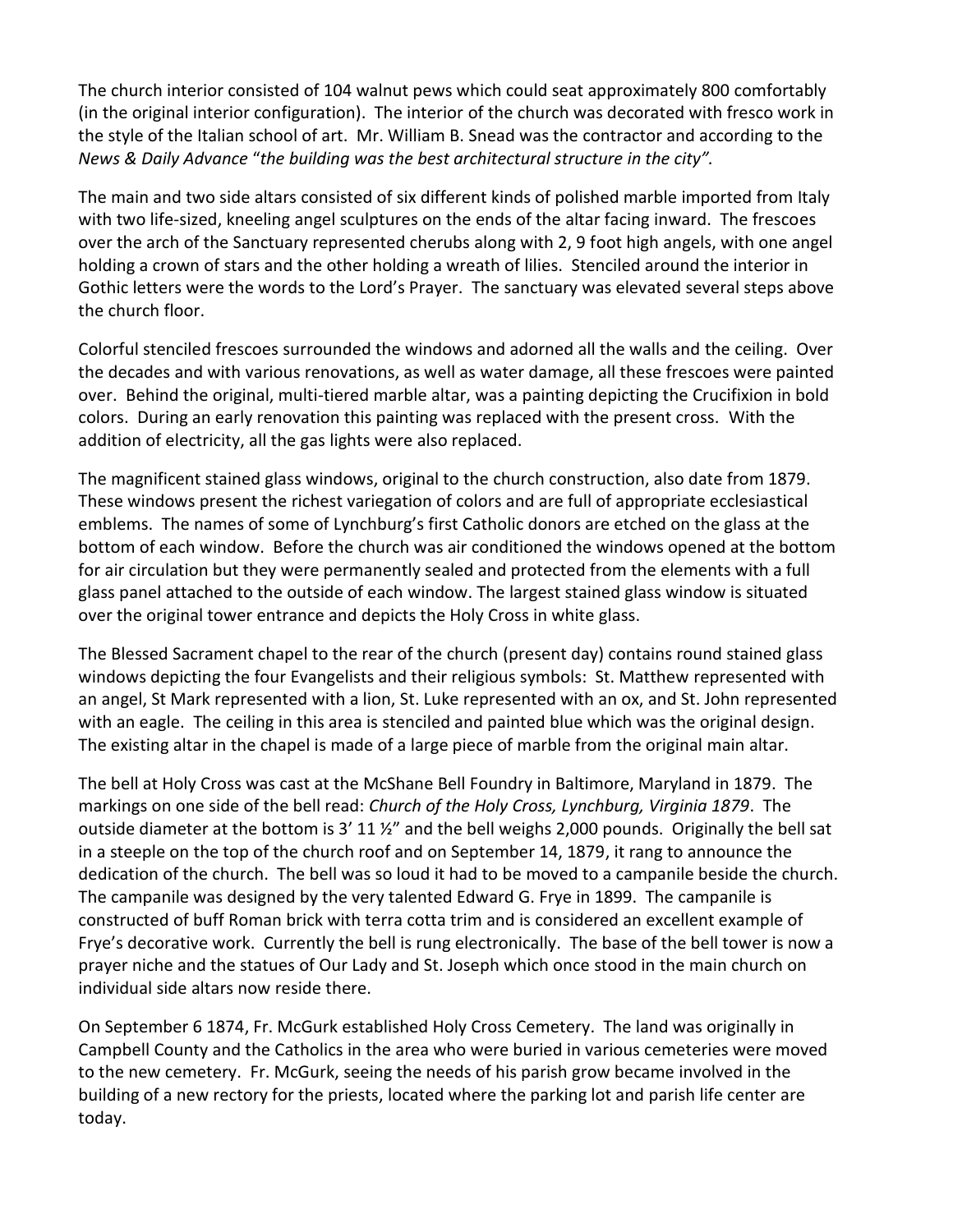The church interior consisted of 104 walnut pews which could seat approximately 800 comfortably (in the original interior configuration). The interior of the church was decorated with fresco work in the style of the Italian school of art. Mr. William B. Snead was the contractor and according to the *News & Daily Advance* "*the building was the best architectural structure in the city".*

The main and two side altars consisted of six different kinds of polished marble imported from Italy with two life-sized, kneeling angel sculptures on the ends of the altar facing inward. The frescoes over the arch of the Sanctuary represented cherubs along with 2, 9 foot high angels, with one angel holding a crown of stars and the other holding a wreath of lilies. Stenciled around the interior in Gothic letters were the words to the Lord's Prayer. The sanctuary was elevated several steps above the church floor.

Colorful stenciled frescoes surrounded the windows and adorned all the walls and the ceiling. Over the decades and with various renovations, as well as water damage, all these frescoes were painted over. Behind the original, multi-tiered marble altar, was a painting depicting the Crucifixion in bold colors. During an early renovation this painting was replaced with the present cross. With the addition of electricity, all the gas lights were also replaced.

The magnificent stained glass windows, original to the church construction, also date from 1879. These windows present the richest variegation of colors and are full of appropriate ecclesiastical emblems. The names of some of Lynchburg's first Catholic donors are etched on the glass at the bottom of each window. Before the church was air conditioned the windows opened at the bottom for air circulation but they were permanently sealed and protected from the elements with a full glass panel attached to the outside of each window. The largest stained glass window is situated over the original tower entrance and depicts the Holy Cross in white glass.

The Blessed Sacrament chapel to the rear of the church (present day) contains round stained glass windows depicting the four Evangelists and their religious symbols: St. Matthew represented with an angel, St Mark represented with a lion, St. Luke represented with an ox, and St. John represented with an eagle. The ceiling in this area is stenciled and painted blue which was the original design. The existing altar in the chapel is made of a large piece of marble from the original main altar.

The bell at Holy Cross was cast at the McShane Bell Foundry in Baltimore, Maryland in 1879. The markings on one side of the bell read: *Church of the Holy Cross, Lynchburg, Virginia 1879*. The outside diameter at the bottom is 3' 11 ½" and the bell weighs 2,000 pounds. Originally the bell sat in a steeple on the top of the church roof and on September 14, 1879, it rang to announce the dedication of the church. The bell was so loud it had to be moved to a campanile beside the church. The campanile was designed by the very talented Edward G. Frye in 1899. The campanile is constructed of buff Roman brick with terra cotta trim and is considered an excellent example of Frye's decorative work. Currently the bell is rung electronically. The base of the bell tower is now a prayer niche and the statues of Our Lady and St. Joseph which once stood in the main church on individual side altars now reside there.

On September 6 1874, Fr. McGurk established Holy Cross Cemetery. The land was originally in Campbell County and the Catholics in the area who were buried in various cemeteries were moved to the new cemetery. Fr. McGurk, seeing the needs of his parish grow became involved in the building of a new rectory for the priests, located where the parking lot and parish life center are today.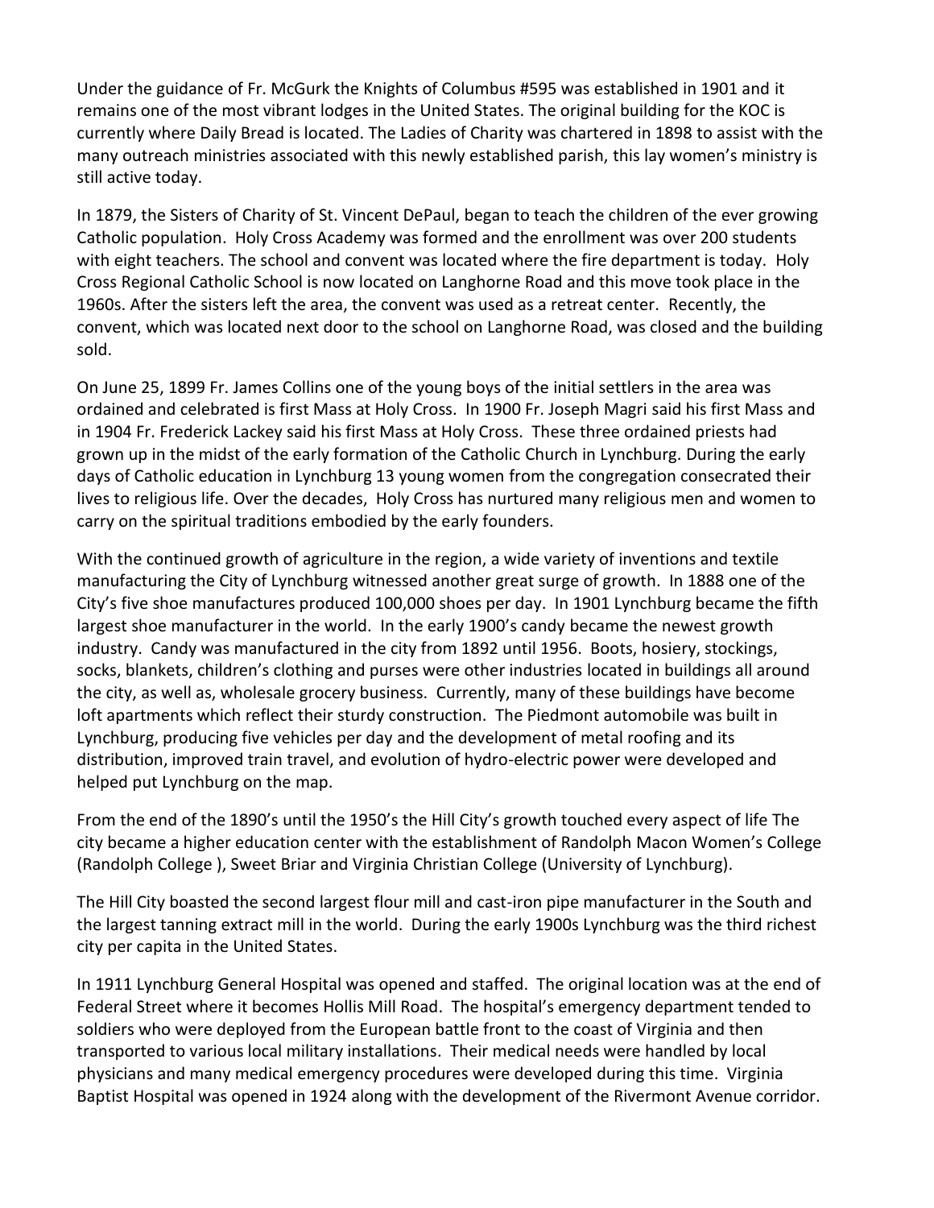Under the guidance of Fr. McGurk the Knights of Columbus #595 was established in 1901 and it remains one of the most vibrant lodges in the United States. The original building for the KOC is currently where Daily Bread is located. The Ladies of Charity was chartered in 1898 to assist with the many outreach ministries associated with this newly established parish, this lay women's ministry is still active today.

In 1879, the Sisters of Charity of St. Vincent DePaul, began to teach the children of the ever growing Catholic population. Holy Cross Academy was formed and the enrollment was over 200 students with eight teachers. The school and convent was located where the fire department is today. Holy Cross Regional Catholic School is now located on Langhorne Road and this move took place in the 1960s. After the sisters left the area, the convent was used as a retreat center. Recently, the convent, which was located next door to the school on Langhorne Road, was closed and the building sold.

On June 25, 1899 Fr. James Collins one of the young boys of the initial settlers in the area was ordained and celebrated is first Mass at Holy Cross. In 1900 Fr. Joseph Magri said his first Mass and in 1904 Fr. Frederick Lackey said his first Mass at Holy Cross. These three ordained priests had grown up in the midst of the early formation of the Catholic Church in Lynchburg. During the early days of Catholic education in Lynchburg 13 young women from the congregation consecrated their lives to religious life. Over the decades, Holy Cross has nurtured many religious men and women to carry on the spiritual traditions embodied by the early founders.

With the continued growth of agriculture in the region, a wide variety of inventions and textile manufacturing the City of Lynchburg witnessed another great surge of growth. In 1888 one of the City's five shoe manufactures produced 100,000 shoes per day. In 1901 Lynchburg became the fifth largest shoe manufacturer in the world. In the early 1900's candy became the newest growth industry. Candy was manufactured in the city from 1892 until 1956. Boots, hosiery, stockings, socks, blankets, children's clothing and purses were other industries located in buildings all around the city, as well as, wholesale grocery business. Currently, many of these buildings have become loft apartments which reflect their sturdy construction. The Piedmont automobile was built in Lynchburg, producing five vehicles per day and the development of metal roofing and its distribution, improved train travel, and evolution of hydro-electric power were developed and helped put Lynchburg on the map.

From the end of the 1890's until the 1950's the Hill City's growth touched every aspect of life The city became a higher education center with the establishment of Randolph Macon Women's College (Randolph College ), Sweet Briar and Virginia Christian College (University of Lynchburg).

The Hill City boasted the second largest flour mill and cast-iron pipe manufacturer in the South and the largest tanning extract mill in the world. During the early 1900s Lynchburg was the third richest city per capita in the United States.

In 1911 Lynchburg General Hospital was opened and staffed. The original location was at the end of Federal Street where it becomes Hollis Mill Road. The hospital's emergency department tended to soldiers who were deployed from the European battle front to the coast of Virginia and then transported to various local military installations. Their medical needs were handled by local physicians and many medical emergency procedures were developed during this time. Virginia Baptist Hospital was opened in 1924 along with the development of the Rivermont Avenue corridor.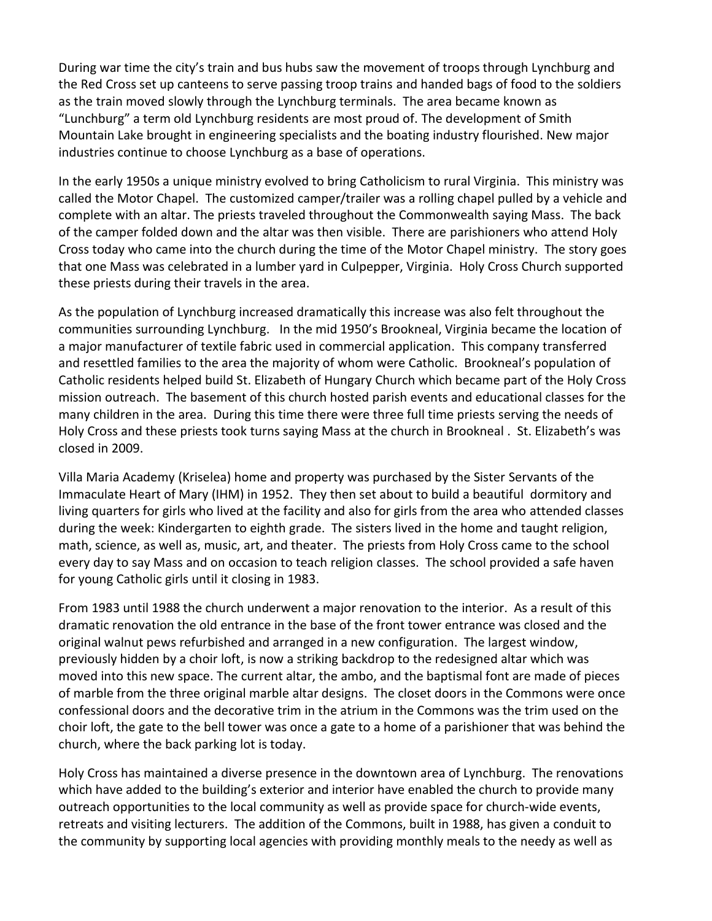During war time the city's train and bus hubs saw the movement of troops through Lynchburg and the Red Cross set up canteens to serve passing troop trains and handed bags of food to the soldiers as the train moved slowly through the Lynchburg terminals. The area became known as "Lunchburg" a term old Lynchburg residents are most proud of. The development of Smith Mountain Lake brought in engineering specialists and the boating industry flourished. New major industries continue to choose Lynchburg as a base of operations.

In the early 1950s a unique ministry evolved to bring Catholicism to rural Virginia. This ministry was called the Motor Chapel. The customized camper/trailer was a rolling chapel pulled by a vehicle and complete with an altar. The priests traveled throughout the Commonwealth saying Mass. The back of the camper folded down and the altar was then visible. There are parishioners who attend Holy Cross today who came into the church during the time of the Motor Chapel ministry. The story goes that one Mass was celebrated in a lumber yard in Culpepper, Virginia. Holy Cross Church supported these priests during their travels in the area.

As the population of Lynchburg increased dramatically this increase was also felt throughout the communities surrounding Lynchburg. In the mid 1950's Brookneal, Virginia became the location of a major manufacturer of textile fabric used in commercial application. This company transferred and resettled families to the area the majority of whom were Catholic. Brookneal's population of Catholic residents helped build St. Elizabeth of Hungary Church which became part of the Holy Cross mission outreach. The basement of this church hosted parish events and educational classes for the many children in the area. During this time there were three full time priests serving the needs of Holy Cross and these priests took turns saying Mass at the church in Brookneal . St. Elizabeth's was closed in 2009.

Villa Maria Academy (Kriselea) home and property was purchased by the Sister Servants of the Immaculate Heart of Mary (IHM) in 1952. They then set about to build a beautiful dormitory and living quarters for girls who lived at the facility and also for girls from the area who attended classes during the week: Kindergarten to eighth grade. The sisters lived in the home and taught religion, math, science, as well as, music, art, and theater. The priests from Holy Cross came to the school every day to say Mass and on occasion to teach religion classes. The school provided a safe haven for young Catholic girls until it closing in 1983.

From 1983 until 1988 the church underwent a major renovation to the interior. As a result of this dramatic renovation the old entrance in the base of the front tower entrance was closed and the original walnut pews refurbished and arranged in a new configuration. The largest window, previously hidden by a choir loft, is now a striking backdrop to the redesigned altar which was moved into this new space. The current altar, the ambo, and the baptismal font are made of pieces of marble from the three original marble altar designs. The closet doors in the Commons were once confessional doors and the decorative trim in the atrium in the Commons was the trim used on the choir loft, the gate to the bell tower was once a gate to a home of a parishioner that was behind the church, where the back parking lot is today.

Holy Cross has maintained a diverse presence in the downtown area of Lynchburg. The renovations which have added to the building's exterior and interior have enabled the church to provide many outreach opportunities to the local community as well as provide space for church-wide events, retreats and visiting lecturers. The addition of the Commons, built in 1988, has given a conduit to the community by supporting local agencies with providing monthly meals to the needy as well as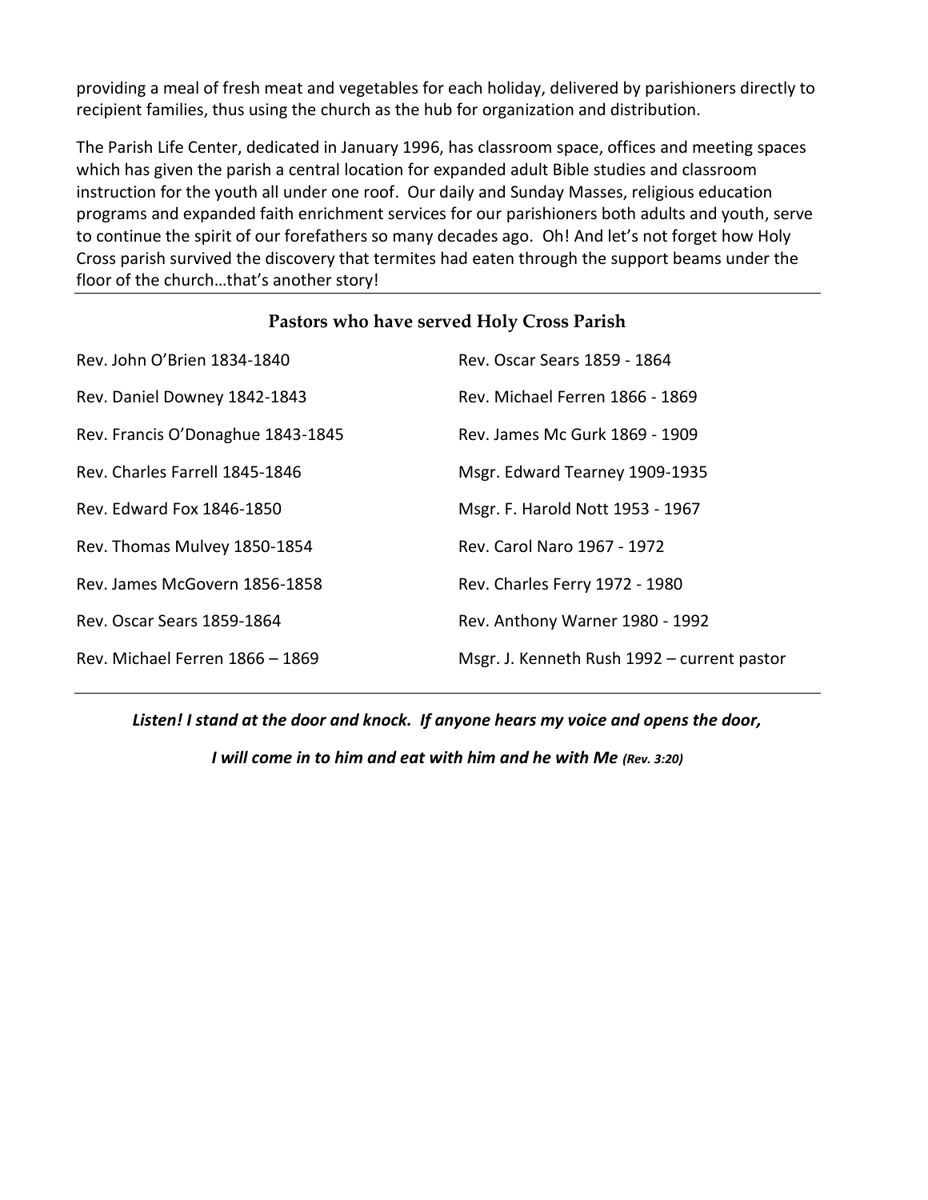providing a meal of fresh meat and vegetables for each holiday, delivered by parishioners directly to recipient families, thus using the church as the hub for organization and distribution.

The Parish Life Center, dedicated in January 1996, has classroom space, offices and meeting spaces which has given the parish a central location for expanded adult Bible studies and classroom instruction for the youth all under one roof. Our daily and Sunday Masses, religious education programs and expanded faith enrichment services for our parishioners both adults and youth, serve to continue the spirit of our forefathers so many decades ago. Oh! And let's not forget how Holy Cross parish survived the discovery that termites had eaten through the support beams under the floor of the church…that's another story!

---

## Pastors who have served Holy Cross Parish

| | |
|---|---|
| Rev. John O'Brien 1834-1840 | Rev. Oscar Sears 1859 - 1864 |
| Rev. Daniel Downey 1842-1843 | Rev. Michael Ferren 1866 - 1869 |
| Rev. Francis O'Donaghue 1843-1845 | Rev. James Mc Gurk 1869 - 1909 |
| Rev. Charles Farrell 1845-1846 | Msgr. Edward Tearney 1909-1935 |
| Rev. Edward Fox 1846-1850 | Msgr. F. Harold Nott 1953 - 1967 |
| Rev. Thomas Mulvey 1850-1854 | Rev. Carol Naro 1967 - 1972 |
| Rev. James McGovern 1856-1858 | Rev. Charles Ferry 1972 - 1980 |
| Rev. Oscar Sears 1859-1864 | Rev. Anthony Warner 1980 - 1992 |
| Rev. Michael Ferren 1866 – 1869 | Msgr. J. Kenneth Rush 1992 – current pastor |

---

***Listen! I stand at the door and knock. If anyone hears my voice and opens the door,***

***I will come in to him and eat with him and he with Me (Rev. 3:20)***